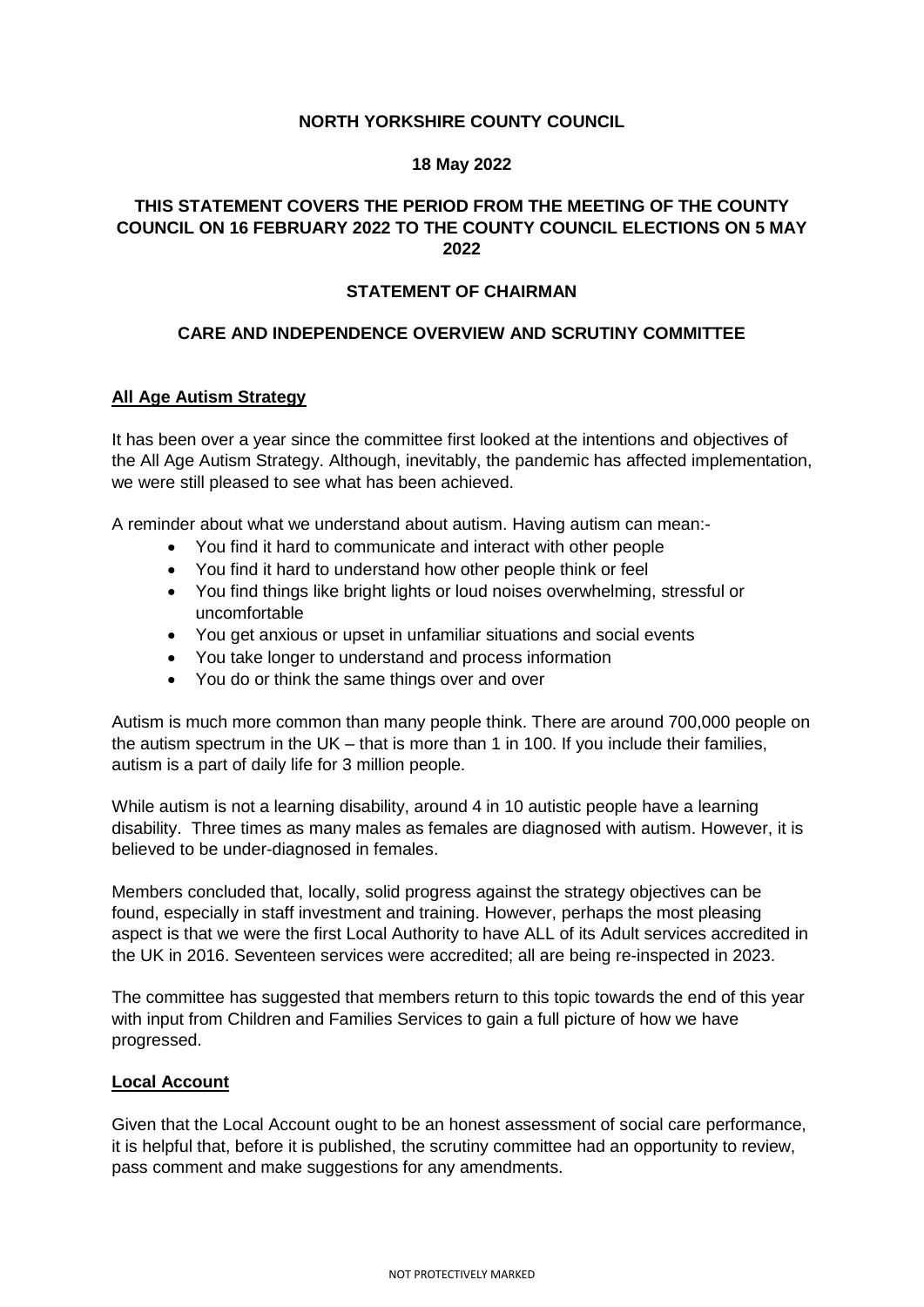**NORTH YORKSHIRE COUNTY COUNCIL**

**18 May 2022**

**THIS STATEMENT COVERS THE PERIOD FROM THE MEETING OF THE COUNTY COUNCIL ON 16 FEBRUARY 2022 TO THE COUNTY COUNCIL ELECTIONS ON 5 MAY 2022**

**STATEMENT OF CHAIRMAN**

**CARE AND INDEPENDENCE OVERVIEW AND SCRUTINY COMMITTEE**

**All Age Autism Strategy**

It has been over a year since the committee first looked at the intentions and objectives of the All Age Autism Strategy. Although, inevitably, the pandemic has affected implementation, we were still pleased to see what has been achieved.

A reminder about what we understand about autism. Having autism can mean:-

- You find it hard to communicate and interact with other people
- You find it hard to understand how other people think or feel
- You find things like bright lights or loud noises overwhelming, stressful or uncomfortable
- You get anxious or upset in unfamiliar situations and social events
- You take longer to understand and process information
- You do or think the same things over and over

Autism is much more common than many people think. There are around 700,000 people on the autism spectrum in the UK – that is more than 1 in 100. If you include their families, autism is a part of daily life for 3 million people.

While autism is not a learning disability, around 4 in 10 autistic people have a learning disability. Three times as many males as females are diagnosed with autism. However, it is believed to be under-diagnosed in females.

Members concluded that, locally, solid progress against the strategy objectives can be found, especially in staff investment and training. However, perhaps the most pleasing aspect is that we were the first Local Authority to have ALL of its Adult services accredited in the UK in 2016. Seventeen services were accredited; all are being re-inspected in 2023.

The committee has suggested that members return to this topic towards the end of this year with input from Children and Families Services to gain a full picture of how we have progressed.

**Local Account**

Given that the Local Account ought to be an honest assessment of social care performance, it is helpful that, before it is published, the scrutiny committee had an opportunity to review, pass comment and make suggestions for any amendments.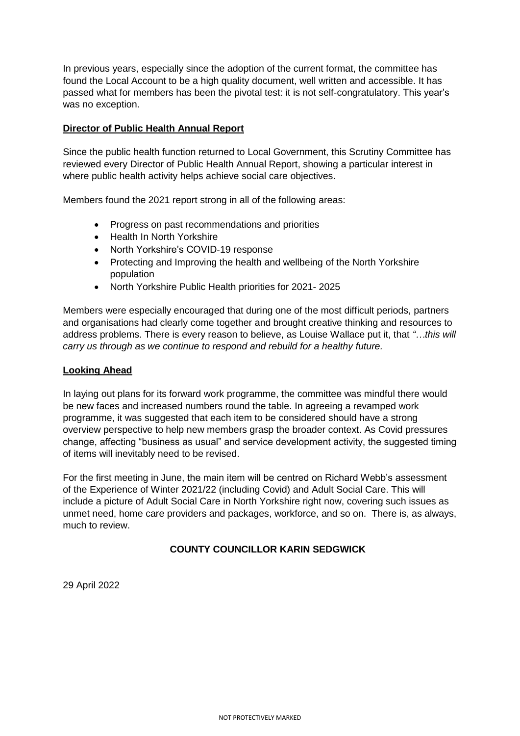In previous years, especially since the adoption of the current format, the committee has found the Local Account to be a high quality document, well written and accessible. It has passed what for members has been the pivotal test: it is not self-congratulatory. This year's was no exception.

**Director of Public Health Annual Report**

Since the public health function returned to Local Government, this Scrutiny Committee has reviewed every Director of Public Health Annual Report, showing a particular interest in where public health activity helps achieve social care objectives.

Members found the 2021 report strong in all of the following areas:

- Progress on past recommendations and priorities
- Health In North Yorkshire
- North Yorkshire's COVID-19 response
- Protecting and Improving the health and wellbeing of the North Yorkshire population
- North Yorkshire Public Health priorities for 2021- 2025

Members were especially encouraged that during one of the most difficult periods, partners and organisations had clearly come together and brought creative thinking and resources to address problems. There is every reason to believe, as Louise Wallace put it, that *"…this will carry us through as we continue to respond and rebuild for a healthy future.*

**Looking Ahead**

In laying out plans for its forward work programme, the committee was mindful there would be new faces and increased numbers round the table. In agreeing a revamped work programme, it was suggested that each item to be considered should have a strong overview perspective to help new members grasp the broader context. As Covid pressures change, affecting "business as usual" and service development activity, the suggested timing of items will inevitably need to be revised.

For the first meeting in June, the main item will be centred on Richard Webb's assessment of the Experience of Winter 2021/22 (including Covid) and Adult Social Care. This will include a picture of Adult Social Care in North Yorkshire right now, covering such issues as unmet need, home care providers and packages, workforce, and so on. There is, as always, much to review.

**COUNTY COUNCILLOR KARIN SEDGWICK**

29 April 2022

NOT PROTECTIVELY MARKED